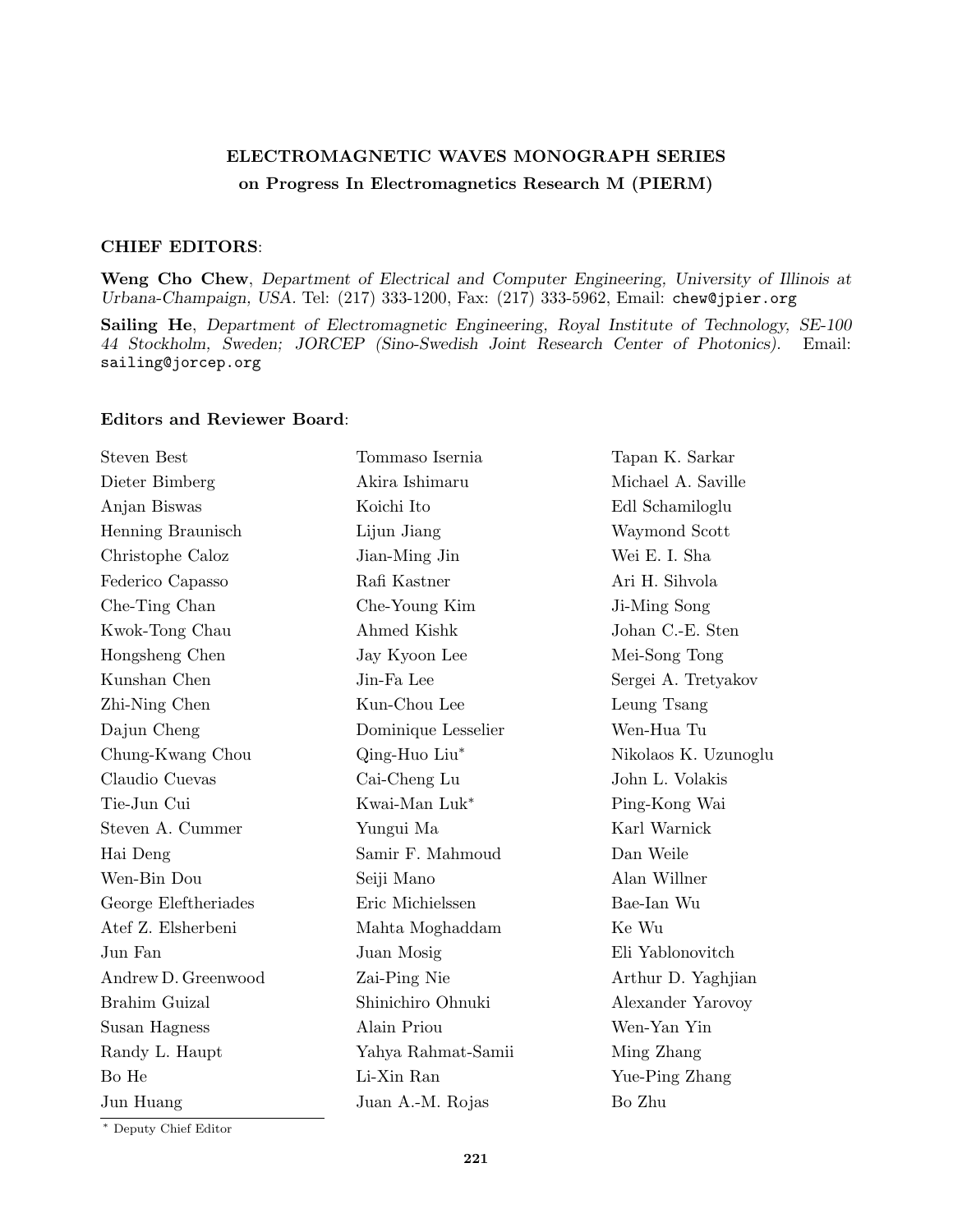# ELECTROMAGNETIC WAVES MONOGRAPH SERIES
## on Progress In Electromagnetics Research M (PIERM)

**CHIEF EDITORS**:

**Weng Cho Chew**, *Department of Electrical and Computer Engineering, University of Illinois at Urbana-Champaign, USA.* Tel: (217) 333-1200, Fax: (217) 333-5962, Email: `chew@jpier.org`

**Sailing He**, *Department of Electromagnetic Engineering, Royal Institute of Technology, SE-100 44 Stockholm, Sweden; JORCEP (Sino-Swedish Joint Research Center of Photonics).* Email: `sailing@jorcep.org`

**Editors and Reviewer Board**:

Steven Best
Dieter Bimberg
Anjan Biswas
Henning Braunisch
Christophe Caloz
Federico Capasso
Che-Ting Chan
Kwok-Tong Chau
Hongsheng Chen
Kunshan Chen
Zhi-Ning Chen
Dajun Cheng
Chung-Kwang Chou
Claudio Cuevas
Tie-Jun Cui
Steven A. Cummer
Hai Deng
Wen-Bin Dou
George Eleftheriades
Atef Z. Elsherbeni
Jun Fan
Andrew D. Greenwood
Brahim Guizal
Susan Hagness
Randy L. Haupt
Bo He
Jun Huang
Tommaso Isernia
Akira Ishimaru
Koichi Ito
Lijun Jiang
Jian-Ming Jin
Rafi Kastner
Che-Young Kim
Ahmed Kishk
Jay Kyoon Lee
Jin-Fa Lee
Kun-Chou Lee
Dominique Lesselier
Qing-Huo Liu*
Cai-Cheng Lu
Kwai-Man Luk*
Yungui Ma
Samir F. Mahmoud
Seiji Mano
Eric Michielssen
Mahta Moghaddam
Juan Mosig
Zai-Ping Nie
Shinichiro Ohnuki
Alain Priou
Yahya Rahmat-Samii
Li-Xin Ran
Juan A.-M. Rojas
Tapan K. Sarkar
Michael A. Saville
Edl Schamiloglu
Waymond Scott
Wei E. I. Sha
Ari H. Sihvola
Ji-Ming Song
Johan C.-E. Sten
Mei-Song Tong
Sergei A. Tretyakov
Leung Tsang
Wen-Hua Tu
Nikolaos K. Uzunoglu
John L. Volakis
Ping-Kong Wai
Karl Warnick
Dan Weile
Alan Willner
Bae-Ian Wu
Ke Wu
Eli Yablonovitch
Arthur D. Yaghjian
Alexander Yarovoy
Wen-Yan Yin
Ming Zhang
Yue-Ping Zhang
Bo Zhu

\* Deputy Chief Editor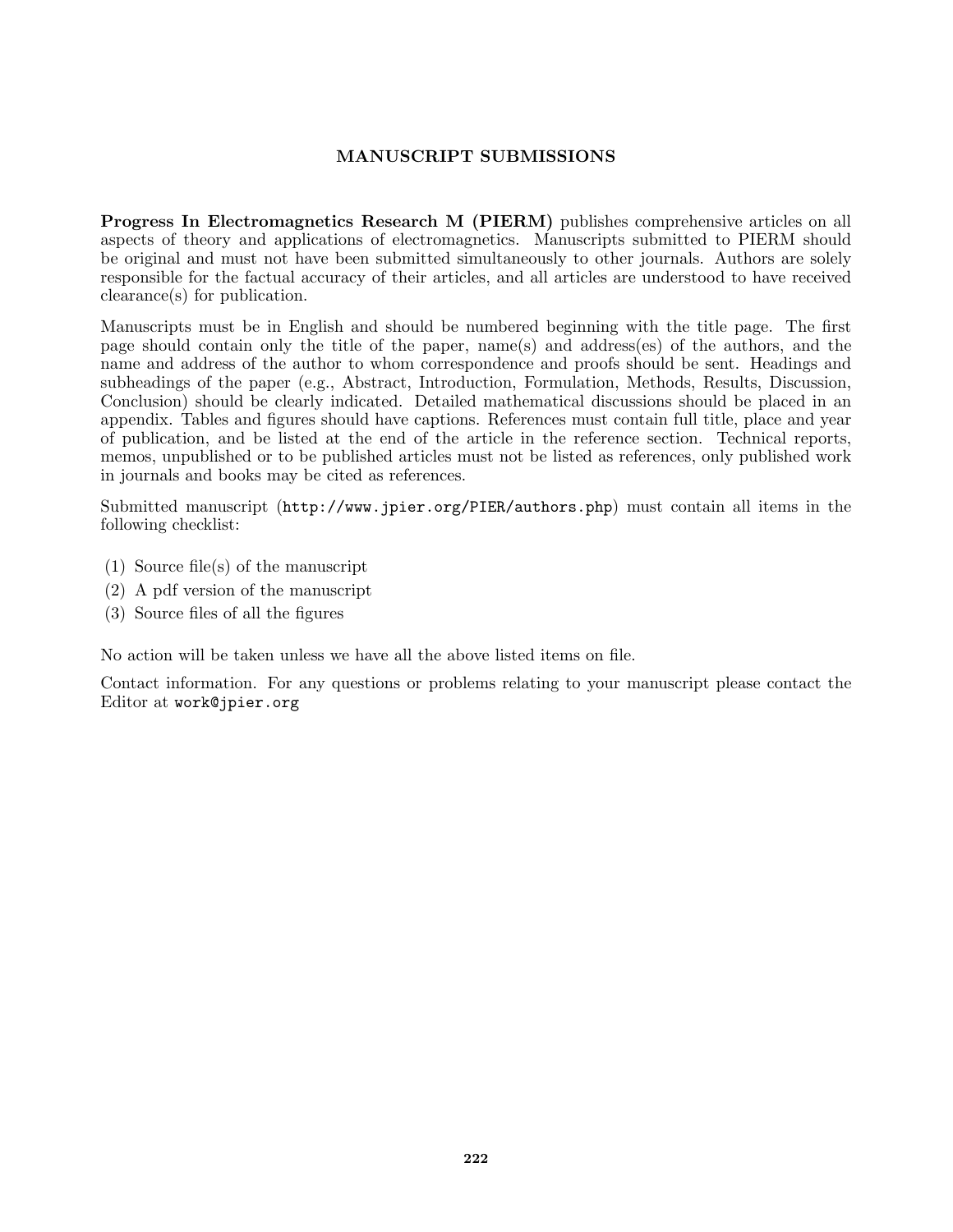## MANUSCRIPT SUBMISSIONS

**Progress In Electromagnetics Research M (PIERM)** publishes comprehensive articles on all aspects of theory and applications of electromagnetics. Manuscripts submitted to PIERM should be original and must not have been submitted simultaneously to other journals. Authors are solely responsible for the factual accuracy of their articles, and all articles are understood to have received clearance(s) for publication.

Manuscripts must be in English and should be numbered beginning with the title page. The first page should contain only the title of the paper, name(s) and address(es) of the authors, and the name and address of the author to whom correspondence and proofs should be sent. Headings and subheadings of the paper (e.g., Abstract, Introduction, Formulation, Methods, Results, Discussion, Conclusion) should be clearly indicated. Detailed mathematical discussions should be placed in an appendix. Tables and figures should have captions. References must contain full title, place and year of publication, and be listed at the end of the article in the reference section. Technical reports, memos, unpublished or to be published articles must not be listed as references, only published work in journals and books may be cited as references.

Submitted manuscript (`http://www.jpier.org/PIER/authors.php`) must contain all items in the following checklist:

(1) Source file(s) of the manuscript

(2) A pdf version of the manuscript

(3) Source files of all the figures

No action will be taken unless we have all the above listed items on file.

Contact information. For any questions or problems relating to your manuscript please contact the Editor at `work@jpier.org`